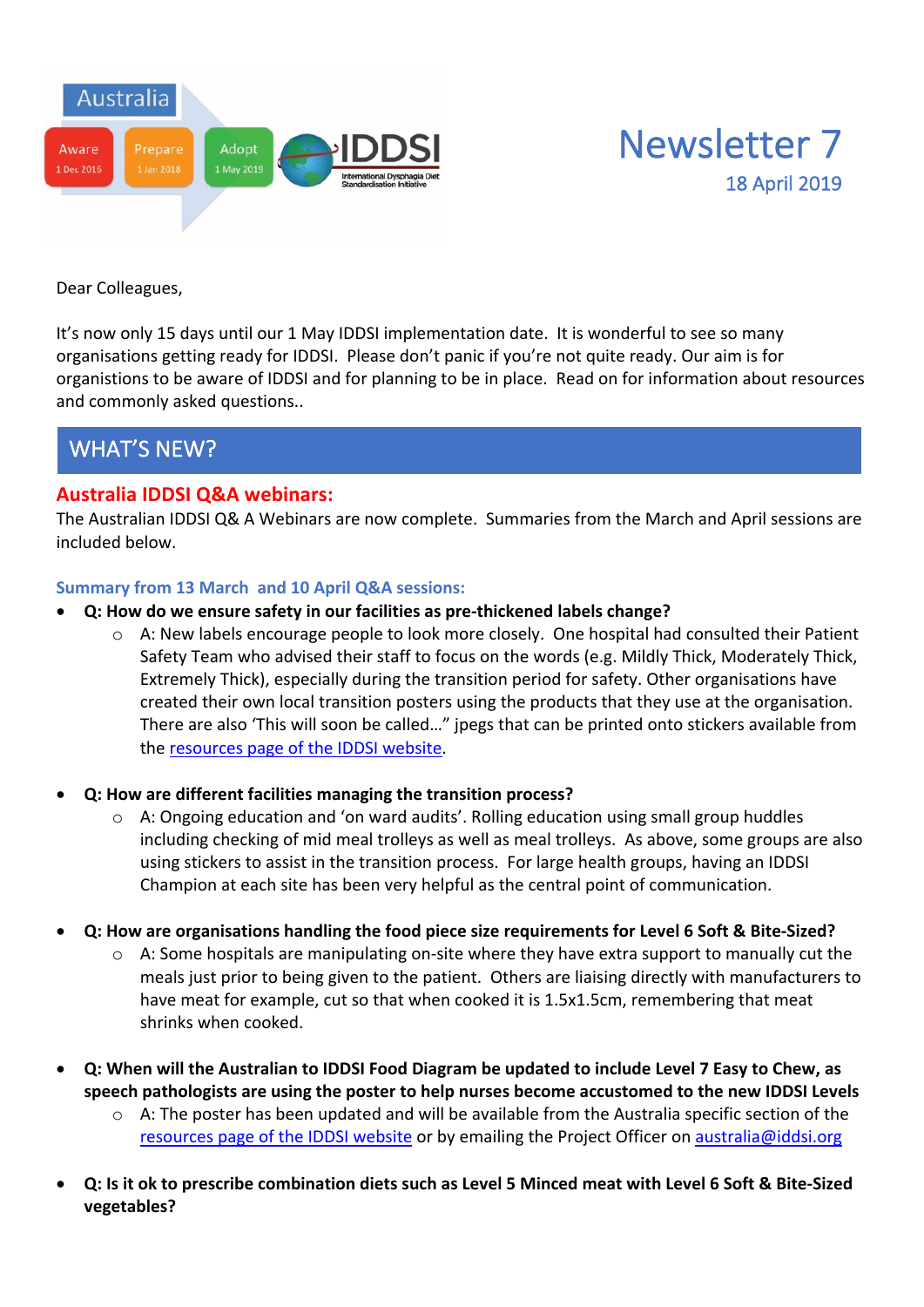Australia

Aware 1 Dec 2016 | Prepare 1 Jan 2018 | Adopt 1 May 2019

IDDSI International Dysphagia Diet Standardisation Initiative

# Newsletter 7

18 April 2019

Dear Colleagues,

It's now only 15 days until our 1 May IDDSI implementation date. It is wonderful to see so many organisations getting ready for IDDSI. Please don't panic if you're not quite ready. Our aim is for organistions to be aware of IDDSI and for planning to be in place. Read on for information about resources and commonly asked questions..

## WHAT'S NEW?

### Australia IDDSI Q&A webinars:

The Australian IDDSI Q& A Webinars are now complete. Summaries from the March and April sessions are included below.

#### Summary from 13 March and 10 April Q&A sessions:

- **Q: How do we ensure safety in our facilities as pre-thickened labels change?**
  - A: New labels encourage people to look more closely. One hospital had consulted their Patient Safety Team who advised their staff to focus on the words (e.g. Mildly Thick, Moderately Thick, Extremely Thick), especially during the transition period for safety. Other organisations have created their own local transition posters using the products that they use at the organisation. There are also 'This will soon be called…" jpegs that can be printed onto stickers available from the resources page of the IDDSI website.

- **Q: How are different facilities managing the transition process?**
  - A: Ongoing education and 'on ward audits'. Rolling education using small group huddles including checking of mid meal trolleys as well as meal trolleys. As above, some groups are also using stickers to assist in the transition process. For large health groups, having an IDDSI Champion at each site has been very helpful as the central point of communication.

- **Q: How are organisations handling the food piece size requirements for Level 6 Soft & Bite-Sized?**
  - A: Some hospitals are manipulating on-site where they have extra support to manually cut the meals just prior to being given to the patient. Others are liaising directly with manufacturers to have meat for example, cut so that when cooked it is 1.5x1.5cm, remembering that meat shrinks when cooked.

- **Q: When will the Australian to IDDSI Food Diagram be updated to include Level 7 Easy to Chew, as speech pathologists are using the poster to help nurses become accustomed to the new IDDSI Levels**
  - A: The poster has been updated and will be available from the Australia specific section of the resources page of the IDDSI website or by emailing the Project Officer on australia@iddsi.org

- **Q: Is it ok to prescribe combination diets such as Level 5 Minced meat with Level 6 Soft & Bite-Sized vegetables?**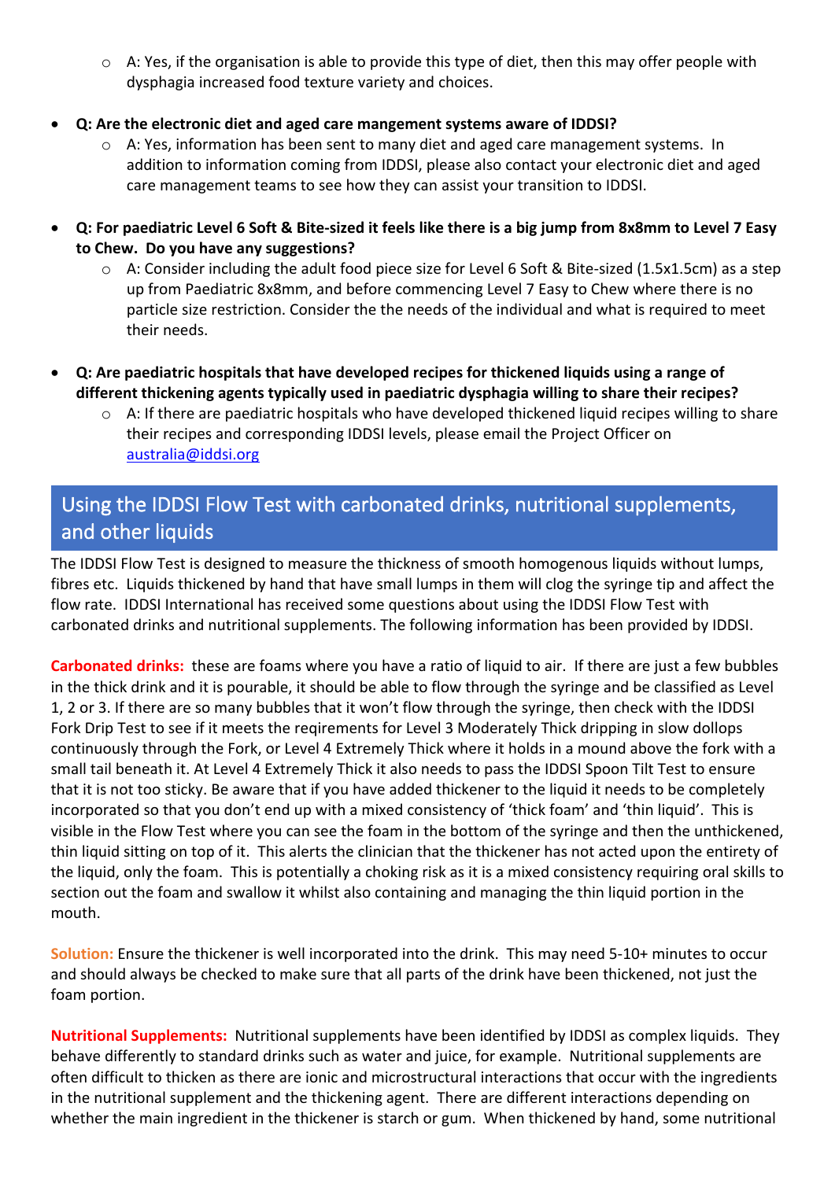- A: Yes, if the organisation is able to provide this type of diet, then this may offer people with dysphagia increased food texture variety and choices.

- **Q: Are the electronic diet and aged care mangement systems aware of IDDSI?**
  - A: Yes, information has been sent to many diet and aged care management systems. In addition to information coming from IDDSI, please also contact your electronic diet and aged care management teams to see how they can assist your transition to IDDSI.

- **Q: For paediatric Level 6 Soft & Bite-sized it feels like there is a big jump from 8x8mm to Level 7 Easy to Chew. Do you have any suggestions?**
  - A: Consider including the adult food piece size for Level 6 Soft & Bite-sized (1.5x1.5cm) as a step up from Paediatric 8x8mm, and before commencing Level 7 Easy to Chew where there is no particle size restriction. Consider the the needs of the individual and what is required to meet their needs.

- **Q: Are paediatric hospitals that have developed recipes for thickened liquids using a range of different thickening agents typically used in paediatric dysphagia willing to share their recipes?**
  - A: If there are paediatric hospitals who have developed thickened liquid recipes willing to share their recipes and corresponding IDDSI levels, please email the Project Officer on australia@iddsi.org

## Using the IDDSI Flow Test with carbonated drinks, nutritional supplements, and other liquids

The IDDSI Flow Test is designed to measure the thickness of smooth homogenous liquids without lumps, fibres etc. Liquids thickened by hand that have small lumps in them will clog the syringe tip and affect the flow rate. IDDSI International has received some questions about using the IDDSI Flow Test with carbonated drinks and nutritional supplements. The following information has been provided by IDDSI.

**Carbonated drinks:** these are foams where you have a ratio of liquid to air. If there are just a few bubbles in the thick drink and it is pourable, it should be able to flow through the syringe and be classified as Level 1, 2 or 3. If there are so many bubbles that it won't flow through the syringe, then check with the IDDSI Fork Drip Test to see if it meets the reqirements for Level 3 Moderately Thick dripping in slow dollops continuously through the Fork, or Level 4 Extremely Thick where it holds in a mound above the fork with a small tail beneath it. At Level 4 Extremely Thick it also needs to pass the IDDSI Spoon Tilt Test to ensure that it is not too sticky. Be aware that if you have added thickener to the liquid it needs to be completely incorporated so that you don't end up with a mixed consistency of 'thick foam' and 'thin liquid'. This is visible in the Flow Test where you can see the foam in the bottom of the syringe and then the unthickened, thin liquid sitting on top of it. This alerts the clinician that the thickener has not acted upon the entirety of the liquid, only the foam. This is potentially a choking risk as it is a mixed consistency requiring oral skills to section out the foam and swallow it whilst also containing and managing the thin liquid portion in the mouth.

**Solution:** Ensure the thickener is well incorporated into the drink. This may need 5-10+ minutes to occur and should always be checked to make sure that all parts of the drink have been thickened, not just the foam portion.

**Nutritional Supplements:** Nutritional supplements have been identified by IDDSI as complex liquids. They behave differently to standard drinks such as water and juice, for example. Nutritional supplements are often difficult to thicken as there are ionic and microstructural interactions that occur with the ingredients in the nutritional supplement and the thickening agent. There are different interactions depending on whether the main ingredient in the thickener is starch or gum. When thickened by hand, some nutritional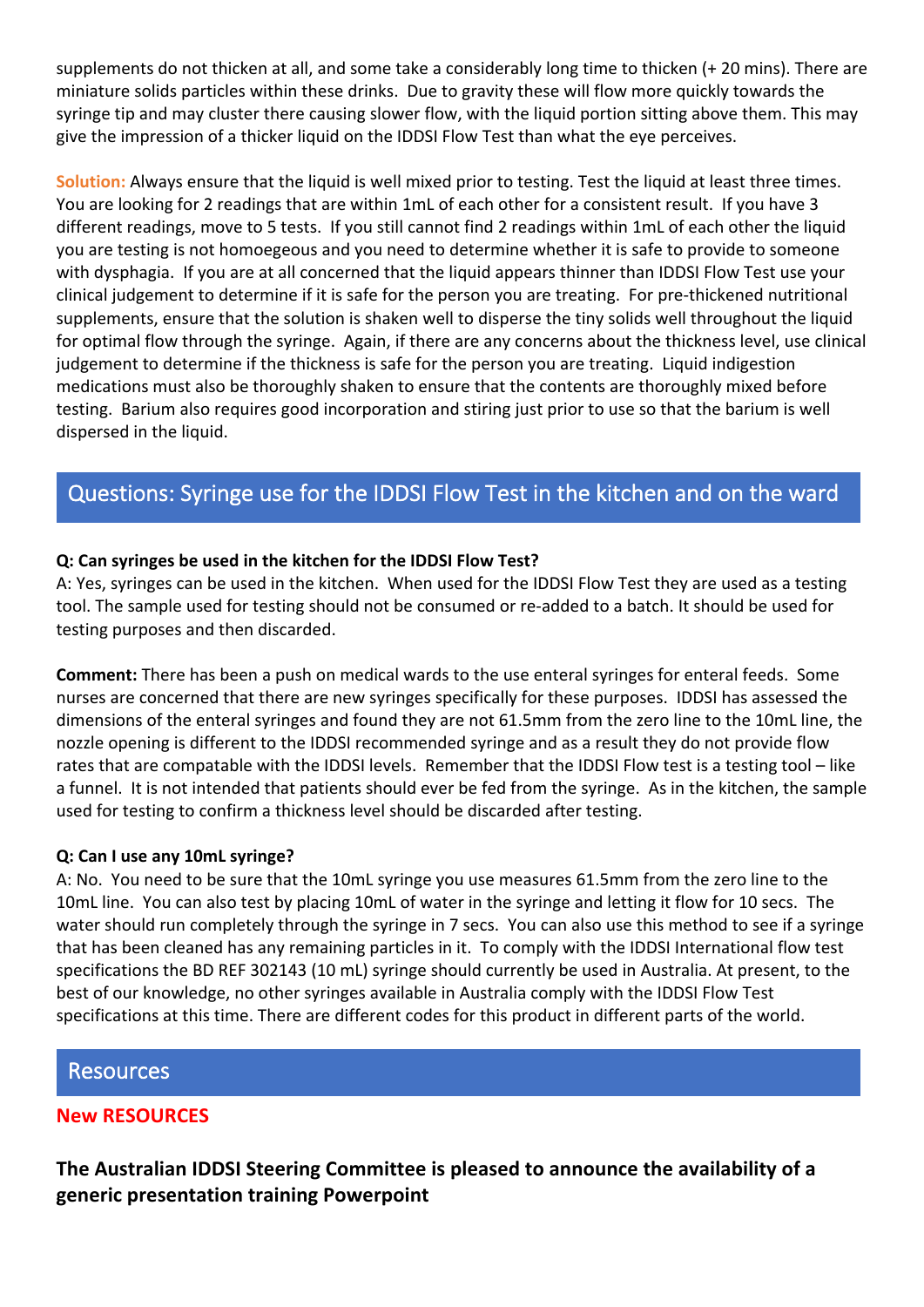supplements do not thicken at all, and some take a considerably long time to thicken (+ 20 mins). There are miniature solids particles within these drinks. Due to gravity these will flow more quickly towards the syringe tip and may cluster there causing slower flow, with the liquid portion sitting above them. This may give the impression of a thicker liquid on the IDDSI Flow Test than what the eye perceives.

**Solution:** Always ensure that the liquid is well mixed prior to testing. Test the liquid at least three times. You are looking for 2 readings that are within 1mL of each other for a consistent result. If you have 3 different readings, move to 5 tests. If you still cannot find 2 readings within 1mL of each other the liquid you are testing is not homoegeous and you need to determine whether it is safe to provide to someone with dysphagia. If you are at all concerned that the liquid appears thinner than IDDSI Flow Test use your clinical judgement to determine if it is safe for the person you are treating. For pre-thickened nutritional supplements, ensure that the solution is shaken well to disperse the tiny solids well throughout the liquid for optimal flow through the syringe. Again, if there are any concerns about the thickness level, use clinical judgement to determine if the thickness is safe for the person you are treating. Liquid indigestion medications must also be thoroughly shaken to ensure that the contents are thoroughly mixed before testing. Barium also requires good incorporation and stiring just prior to use so that the barium is well dispersed in the liquid.

## Questions: Syringe use for the IDDSI Flow Test in the kitchen and on the ward

**Q: Can syringes be used in the kitchen for the IDDSI Flow Test?**
A: Yes, syringes can be used in the kitchen. When used for the IDDSI Flow Test they are used as a testing tool. The sample used for testing should not be consumed or re-added to a batch. It should be used for testing purposes and then discarded.

**Comment:** There has been a push on medical wards to the use enteral syringes for enteral feeds. Some nurses are concerned that there are new syringes specifically for these purposes. IDDSI has assessed the dimensions of the enteral syringes and found they are not 61.5mm from the zero line to the 10mL line, the nozzle opening is different to the IDDSI recommended syringe and as a result they do not provide flow rates that are compatable with the IDDSI levels. Remember that the IDDSI Flow test is a testing tool – like a funnel. It is not intended that patients should ever be fed from the syringe. As in the kitchen, the sample used for testing to confirm a thickness level should be discarded after testing.

**Q: Can I use any 10mL syringe?**
A: No. You need to be sure that the 10mL syringe you use measures 61.5mm from the zero line to the 10mL line. You can also test by placing 10mL of water in the syringe and letting it flow for 10 secs. The water should run completely through the syringe in 7 secs. You can also use this method to see if a syringe that has been cleaned has any remaining particles in it. To comply with the IDDSI International flow test specifications the BD REF 302143 (10 mL) syringe should currently be used in Australia. At present, to the best of our knowledge, no other syringes available in Australia comply with the IDDSI Flow Test specifications at this time. There are different codes for this product in different parts of the world.

## Resources

### New RESOURCES

**The Australian IDDSI Steering Committee is pleased to announce the availability of a generic presentation training Powerpoint**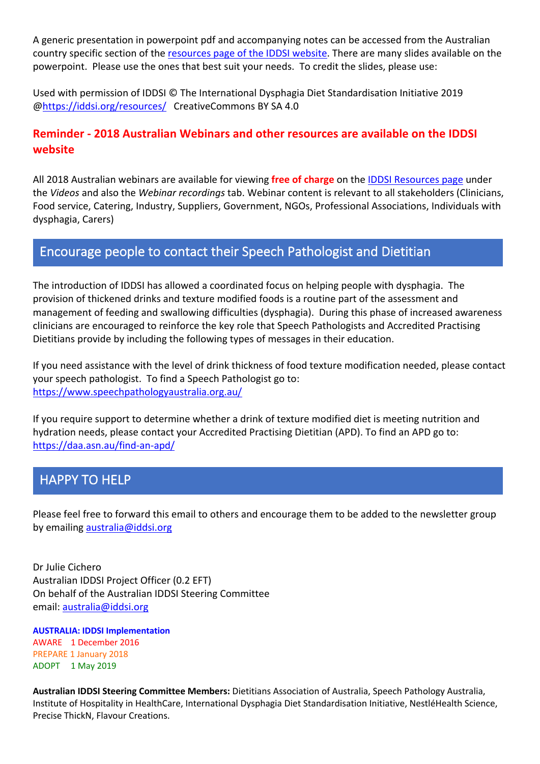A generic presentation in powerpoint pdf and accompanying notes can be accessed from the Australian country specific section of the [resources page of the IDDSI website](https://iddsi.org/resources/). There are many slides available on the powerpoint. Please use the ones that best suit your needs. To credit the slides, please use:

Used with permission of IDDSI © The International Dysphagia Diet Standardisation Initiative 2019 @https://iddsi.org/resources/ CreativeCommons BY SA 4.0

### Reminder - 2018 Australian Webinars and other resources are available on the IDDSI website

All 2018 Australian webinars are available for viewing **free of charge** on the IDDSI Resources page under the *Videos* and also the *Webinar recordings* tab. Webinar content is relevant to all stakeholders (Clinicians, Food service, Catering, Industry, Suppliers, Government, NGOs, Professional Associations, Individuals with dysphagia, Carers)

## Encourage people to contact their Speech Pathologist and Dietitian

The introduction of IDDSI has allowed a coordinated focus on helping people with dysphagia. The provision of thickened drinks and texture modified foods is a routine part of the assessment and management of feeding and swallowing difficulties (dysphagia). During this phase of increased awareness clinicians are encouraged to reinforce the key role that Speech Pathologists and Accredited Practising Dietitians provide by including the following types of messages in their education.

If you need assistance with the level of drink thickness of food texture modification needed, please contact your speech pathologist. To find a Speech Pathologist go to:
https://www.speechpathologyaustralia.org.au/

If you require support to determine whether a drink of texture modified diet is meeting nutrition and hydration needs, please contact your Accredited Practising Dietitian (APD). To find an APD go to:
https://daa.asn.au/find-an-apd/

## HAPPY TO HELP

Please feel free to forward this email to others and encourage them to be added to the newsletter group by emailing australia@iddsi.org

Dr Julie Cichero
Australian IDDSI Project Officer (0.2 EFT)
On behalf of the Australian IDDSI Steering Committee
email: australia@iddsi.org

**AUSTRALIA: IDDSI Implementation**
AWARE 1 December 2016
PREPARE 1 January 2018
ADOPT 1 May 2019

**Australian IDDSI Steering Committee Members:** Dietitians Association of Australia, Speech Pathology Australia, Institute of Hospitality in HealthCare, International Dysphagia Diet Standardisation Initiative, NestléHealth Science, Precise ThickN, Flavour Creations.